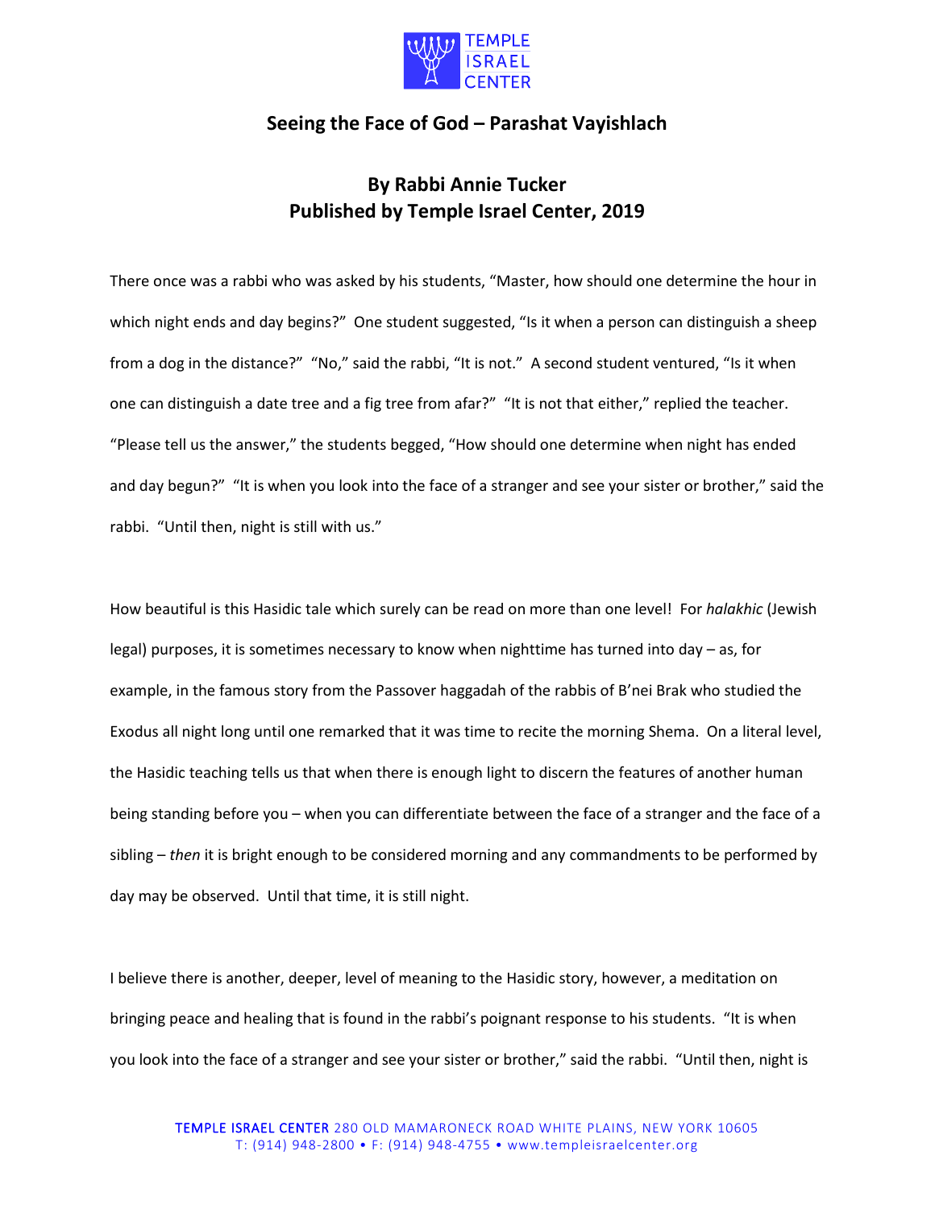## Seeing the Face of God – Parashat Vayishlach

### By Rabbi Annie Tucker
### Published by Temple Israel Center, 2019

There once was a rabbi who was asked by his students, "Master, how should one determine the hour in which night ends and day begins?" One student suggested, "Is it when a person can distinguish a sheep from a dog in the distance?" "No," said the rabbi, "It is not." A second student ventured, "Is it when one can distinguish a date tree and a fig tree from afar?" "It is not that either," replied the teacher. "Please tell us the answer," the students begged, "How should one determine when night has ended and day begun?" "It is when you look into the face of a stranger and see your sister or brother," said the rabbi. "Until then, night is still with us."

How beautiful is this Hasidic tale which surely can be read on more than one level! For *halakhic* (Jewish legal) purposes, it is sometimes necessary to know when nighttime has turned into day – as, for example, in the famous story from the Passover haggadah of the rabbis of B'nei Brak who studied the Exodus all night long until one remarked that it was time to recite the morning Shema. On a literal level, the Hasidic teaching tells us that when there is enough light to discern the features of another human being standing before you – when you can differentiate between the face of a stranger and the face of a sibling – *then* it is bright enough to be considered morning and any commandments to be performed by day may be observed. Until that time, it is still night.

I believe there is another, deeper, level of meaning to the Hasidic story, however, a meditation on bringing peace and healing that is found in the rabbi's poignant response to his students. "It is when you look into the face of a stranger and see your sister or brother," said the rabbi. "Until then, night is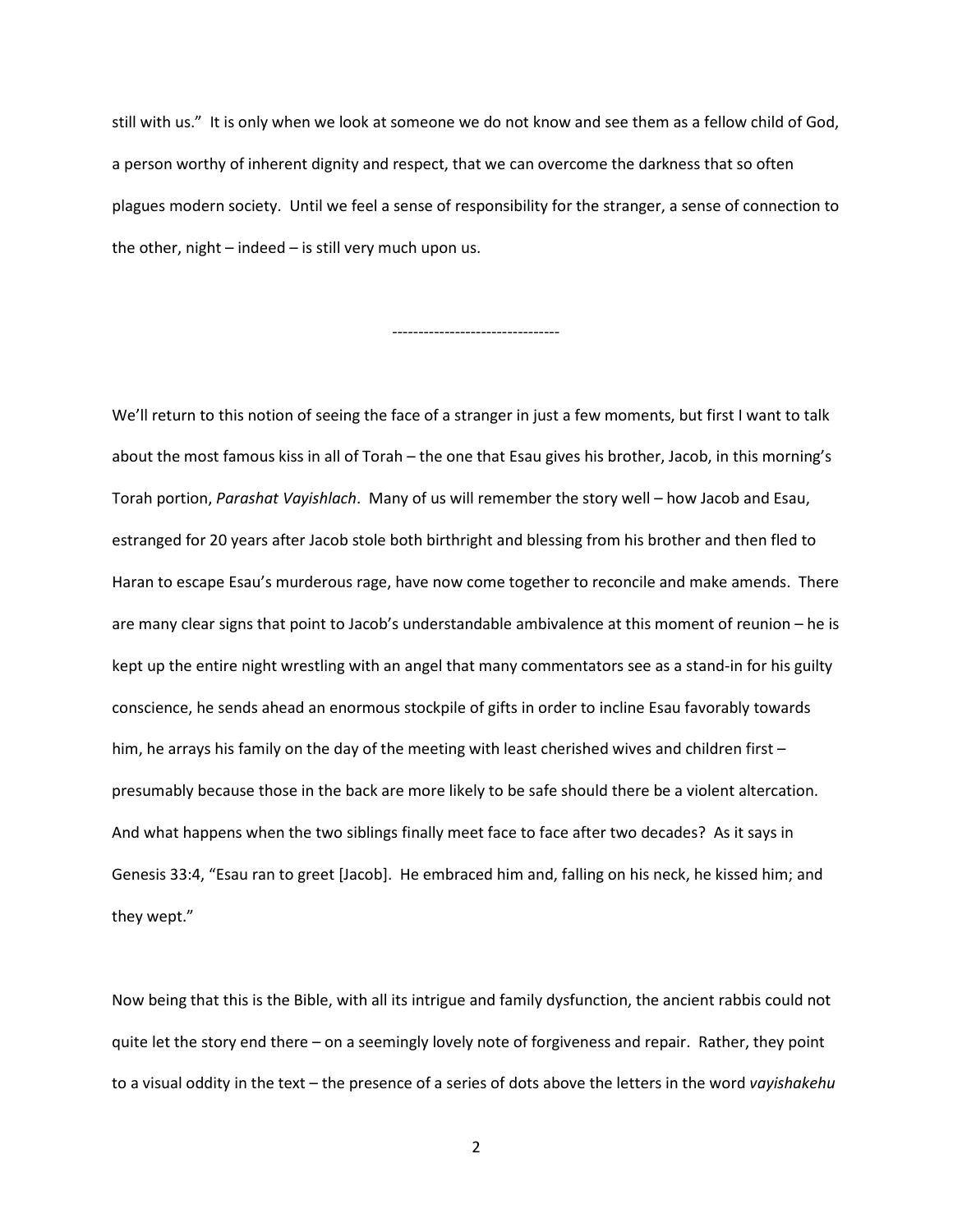still with us." It is only when we look at someone we do not know and see them as a fellow child of God, a person worthy of inherent dignity and respect, that we can overcome the darkness that so often plagues modern society. Until we feel a sense of responsibility for the stranger, a sense of connection to the other, night – indeed – is still very much upon us.

--------------------------------

We'll return to this notion of seeing the face of a stranger in just a few moments, but first I want to talk about the most famous kiss in all of Torah – the one that Esau gives his brother, Jacob, in this morning's Torah portion, *Parashat Vayishlach*. Many of us will remember the story well – how Jacob and Esau, estranged for 20 years after Jacob stole both birthright and blessing from his brother and then fled to Haran to escape Esau's murderous rage, have now come together to reconcile and make amends. There are many clear signs that point to Jacob's understandable ambivalence at this moment of reunion – he is kept up the entire night wrestling with an angel that many commentators see as a stand-in for his guilty conscience, he sends ahead an enormous stockpile of gifts in order to incline Esau favorably towards him, he arrays his family on the day of the meeting with least cherished wives and children first – presumably because those in the back are more likely to be safe should there be a violent altercation. And what happens when the two siblings finally meet face to face after two decades? As it says in Genesis 33:4, "Esau ran to greet [Jacob]. He embraced him and, falling on his neck, he kissed him; and they wept."

Now being that this is the Bible, with all its intrigue and family dysfunction, the ancient rabbis could not quite let the story end there – on a seemingly lovely note of forgiveness and repair. Rather, they point to a visual oddity in the text – the presence of a series of dots above the letters in the word *vayishakehu*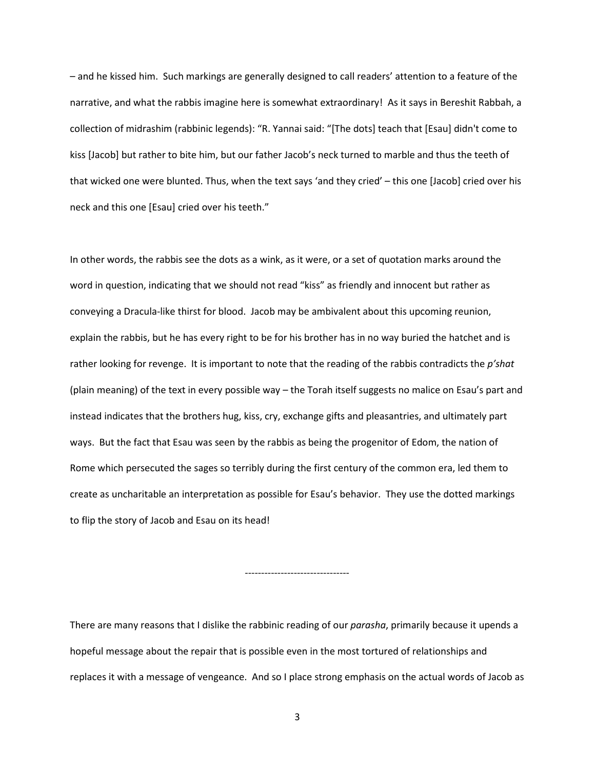– and he kissed him. Such markings are generally designed to call readers' attention to a feature of the narrative, and what the rabbis imagine here is somewhat extraordinary! As it says in Bereshit Rabbah, a collection of midrashim (rabbinic legends): "R. Yannai said: "[The dots] teach that [Esau] didn't come to kiss [Jacob] but rather to bite him, but our father Jacob's neck turned to marble and thus the teeth of that wicked one were blunted. Thus, when the text says 'and they cried' – this one [Jacob] cried over his neck and this one [Esau] cried over his teeth."

In other words, the rabbis see the dots as a wink, as it were, or a set of quotation marks around the word in question, indicating that we should not read "kiss" as friendly and innocent but rather as conveying a Dracula-like thirst for blood. Jacob may be ambivalent about this upcoming reunion, explain the rabbis, but he has every right to be for his brother has in no way buried the hatchet and is rather looking for revenge. It is important to note that the reading of the rabbis contradicts the *p'shat* (plain meaning) of the text in every possible way – the Torah itself suggests no malice on Esau's part and instead indicates that the brothers hug, kiss, cry, exchange gifts and pleasantries, and ultimately part ways. But the fact that Esau was seen by the rabbis as being the progenitor of Edom, the nation of Rome which persecuted the sages so terribly during the first century of the common era, led them to create as uncharitable an interpretation as possible for Esau's behavior. They use the dotted markings to flip the story of Jacob and Esau on its head!

--------------------------------

There are many reasons that I dislike the rabbinic reading of our *parasha*, primarily because it upends a hopeful message about the repair that is possible even in the most tortured of relationships and replaces it with a message of vengeance. And so I place strong emphasis on the actual words of Jacob as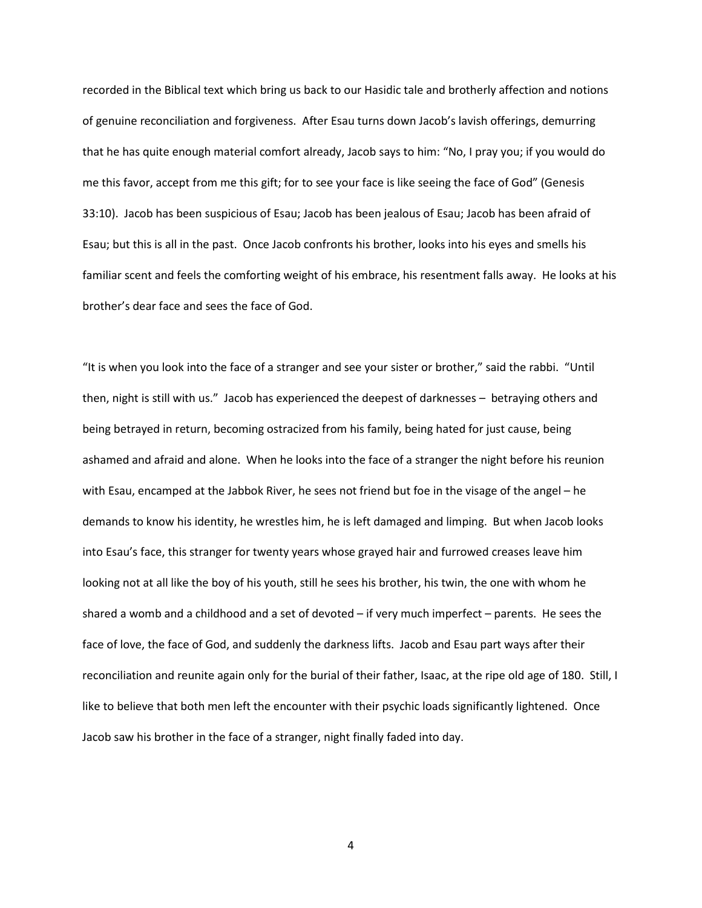recorded in the Biblical text which bring us back to our Hasidic tale and brotherly affection and notions of genuine reconciliation and forgiveness. After Esau turns down Jacob's lavish offerings, demurring that he has quite enough material comfort already, Jacob says to him: "No, I pray you; if you would do me this favor, accept from me this gift; for to see your face is like seeing the face of God" (Genesis 33:10). Jacob has been suspicious of Esau; Jacob has been jealous of Esau; Jacob has been afraid of Esau; but this is all in the past. Once Jacob confronts his brother, looks into his eyes and smells his familiar scent and feels the comforting weight of his embrace, his resentment falls away. He looks at his brother's dear face and sees the face of God.

"It is when you look into the face of a stranger and see your sister or brother," said the rabbi. "Until then, night is still with us." Jacob has experienced the deepest of darknesses – betraying others and being betrayed in return, becoming ostracized from his family, being hated for just cause, being ashamed and afraid and alone. When he looks into the face of a stranger the night before his reunion with Esau, encamped at the Jabbok River, he sees not friend but foe in the visage of the angel – he demands to know his identity, he wrestles him, he is left damaged and limping. But when Jacob looks into Esau's face, this stranger for twenty years whose grayed hair and furrowed creases leave him looking not at all like the boy of his youth, still he sees his brother, his twin, the one with whom he shared a womb and a childhood and a set of devoted – if very much imperfect – parents. He sees the face of love, the face of God, and suddenly the darkness lifts. Jacob and Esau part ways after their reconciliation and reunite again only for the burial of their father, Isaac, at the ripe old age of 180. Still, I like to believe that both men left the encounter with their psychic loads significantly lightened. Once Jacob saw his brother in the face of a stranger, night finally faded into day.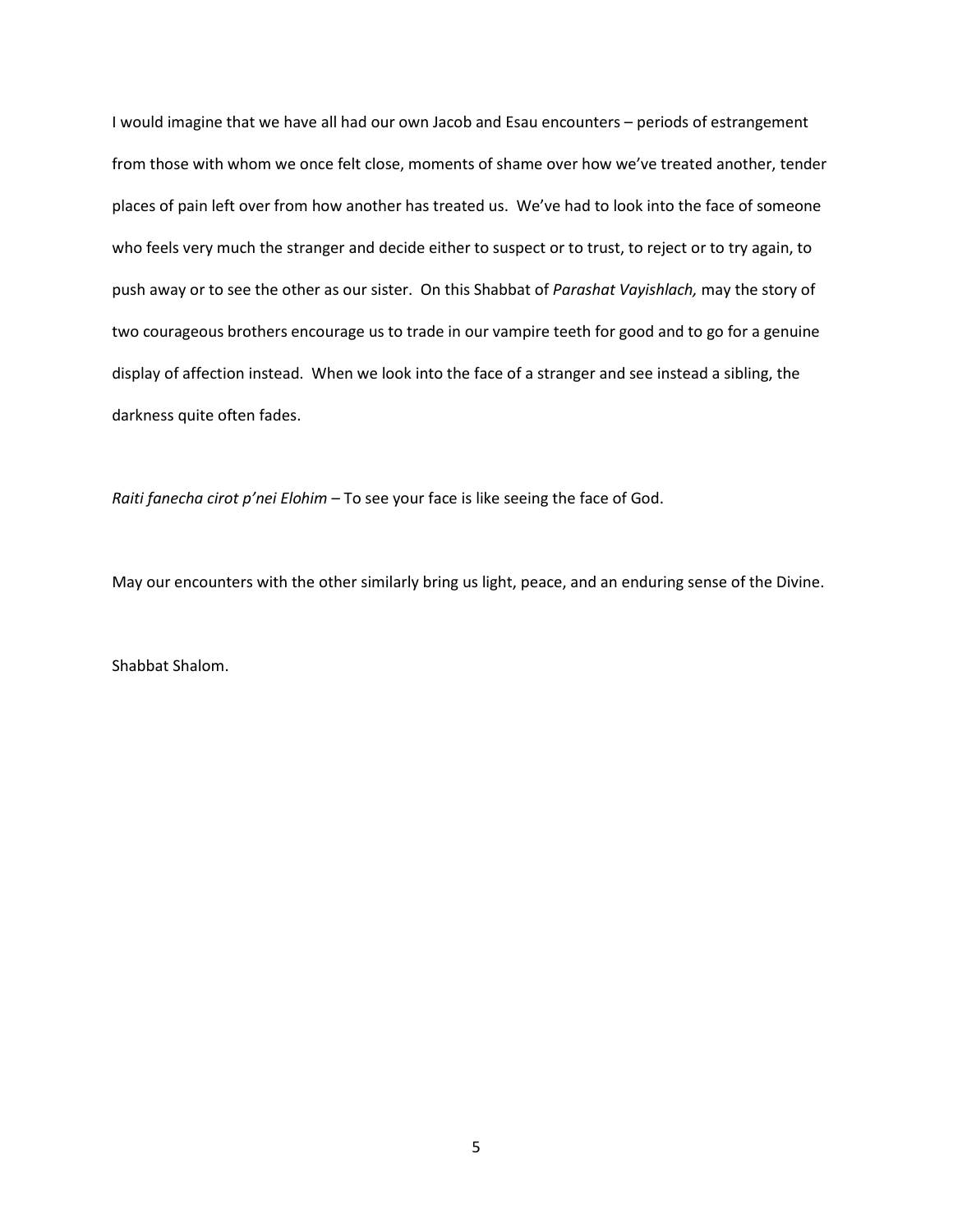I would imagine that we have all had our own Jacob and Esau encounters – periods of estrangement from those with whom we once felt close, moments of shame over how we've treated another, tender places of pain left over from how another has treated us. We've had to look into the face of someone who feels very much the stranger and decide either to suspect or to trust, to reject or to try again, to push away or to see the other as our sister. On this Shabbat of *Parashat Vayishlach,* may the story of two courageous brothers encourage us to trade in our vampire teeth for good and to go for a genuine display of affection instead. When we look into the face of a stranger and see instead a sibling, the darkness quite often fades.

*Raiti fanecha cirot p'nei Elohim* – To see your face is like seeing the face of God.

May our encounters with the other similarly bring us light, peace, and an enduring sense of the Divine.

Shabbat Shalom.